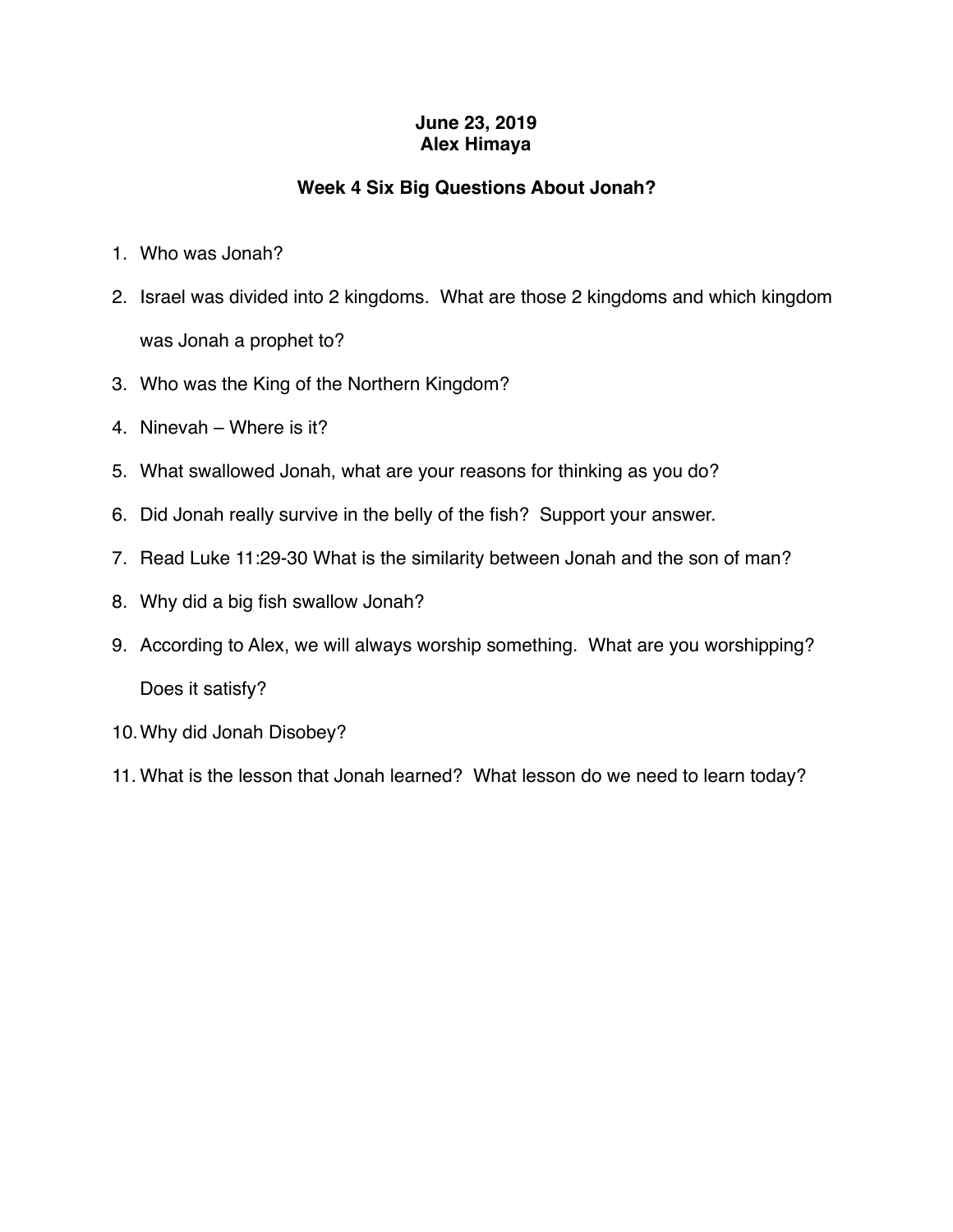**June 23, 2019**
**Alex Himaya**

## Week 4 Six Big Questions About Jonah?

1. Who was Jonah?
2. Israel was divided into 2 kingdoms. What are those 2 kingdoms and which kingdom was Jonah a prophet to?
3. Who was the King of the Northern Kingdom?
4. Ninevah – Where is it?
5. What swallowed Jonah, what are your reasons for thinking as you do?
6. Did Jonah really survive in the belly of the fish? Support your answer.
7. Read Luke 11:29-30 What is the similarity between Jonah and the son of man?
8. Why did a big fish swallow Jonah?
9. According to Alex, we will always worship something. What are you worshipping? Does it satisfy?
10. Why did Jonah Disobey?
11. What is the lesson that Jonah learned? What lesson do we need to learn today?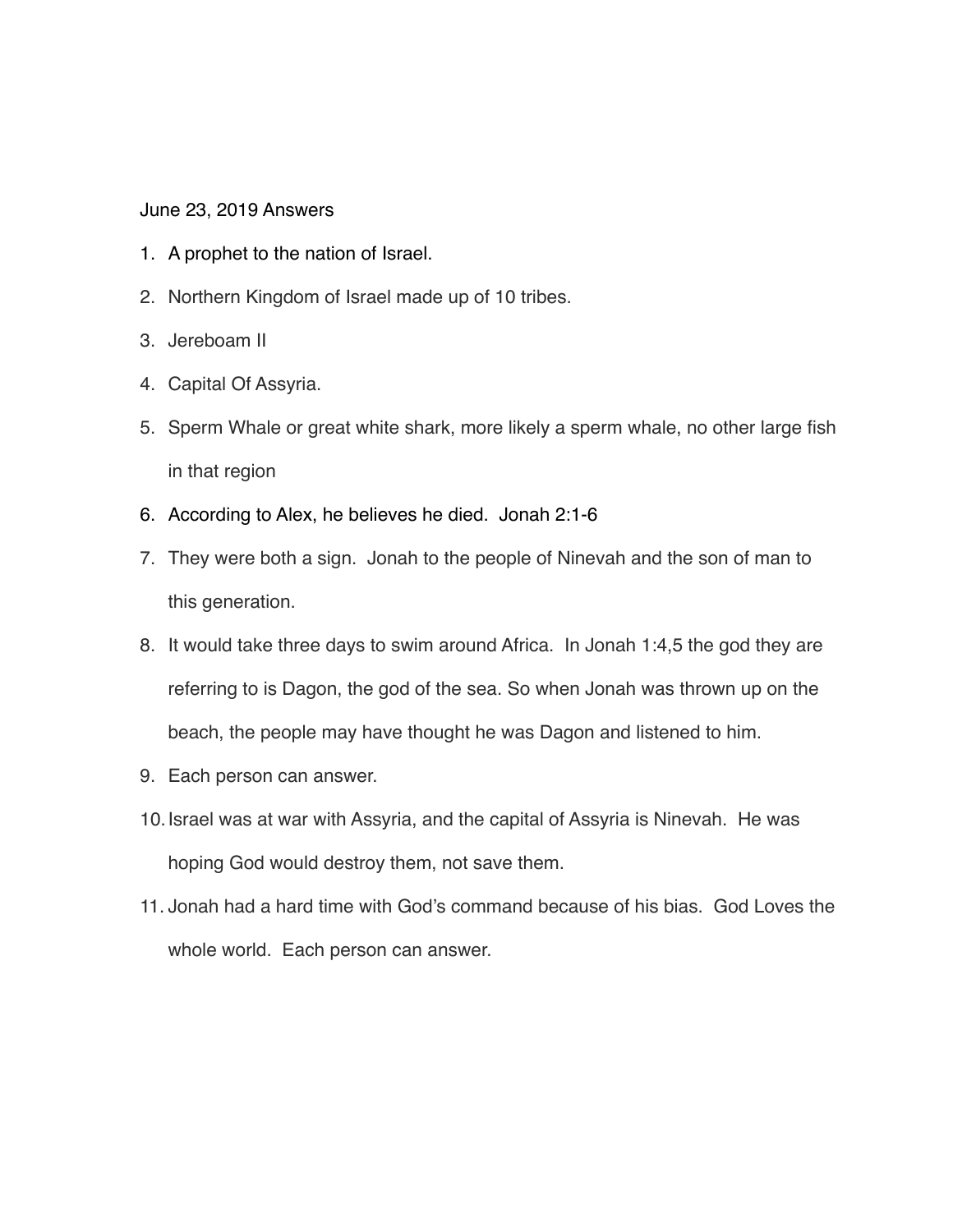June 23, 2019 Answers

1. A prophet to the nation of Israel.
2. Northern Kingdom of Israel made up of 10 tribes.
3. Jereboam II
4. Capital Of Assyria.
5. Sperm Whale or great white shark, more likely a sperm whale, no other large fish in that region
6. According to Alex, he believes he died. Jonah 2:1-6
7. They were both a sign. Jonah to the people of Ninevah and the son of man to this generation.
8. It would take three days to swim around Africa. In Jonah 1:4,5 the god they are referring to is Dagon, the god of the sea. So when Jonah was thrown up on the beach, the people may have thought he was Dagon and listened to him.
9. Each person can answer.
10. Israel was at war with Assyria, and the capital of Assyria is Ninevah. He was hoping God would destroy them, not save them.
11. Jonah had a hard time with God's command because of his bias. God Loves the whole world. Each person can answer.